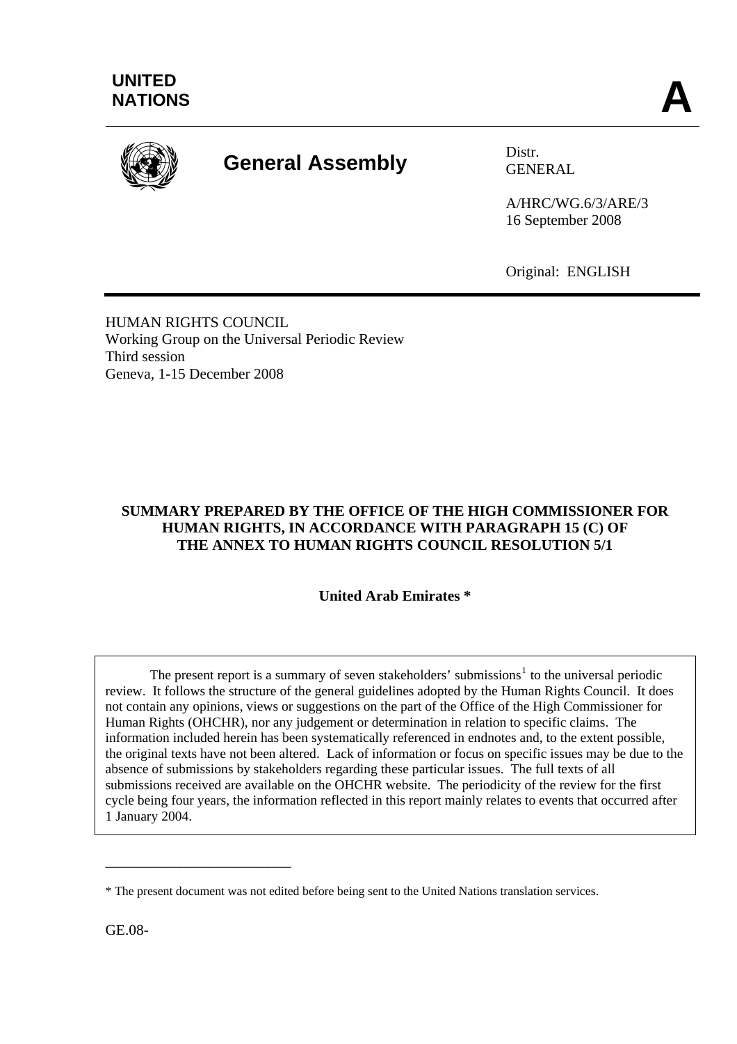UNITED NATIONS

**A**

# General Assembly

Distr.
GENERAL

A/HRC/WG.6/3/ARE/3
16 September 2008

Original: ENGLISH

HUMAN RIGHTS COUNCIL
Working Group on the Universal Periodic Review
Third session
Geneva, 1-15 December 2008

**SUMMARY PREPARED BY THE OFFICE OF THE HIGH COMMISSIONER FOR HUMAN RIGHTS, IN ACCORDANCE WITH PARAGRAPH 15 (C) OF THE ANNEX TO HUMAN RIGHTS COUNCIL RESOLUTION 5/1**

**United Arab Emirates ***

The present report is a summary of seven stakeholders' submissions[1] to the universal periodic review. It follows the structure of the general guidelines adopted by the Human Rights Council. It does not contain any opinions, views or suggestions on the part of the Office of the High Commissioner for Human Rights (OHCHR), nor any judgement or determination in relation to specific claims. The information included herein has been systematically referenced in endnotes and, to the extent possible, the original texts have not been altered. Lack of information or focus on specific issues may be due to the absence of submissions by stakeholders regarding these particular issues. The full texts of all submissions received are available on the OHCHR website. The periodicity of the review for the first cycle being four years, the information reflected in this report mainly relates to events that occurred after 1 January 2004.

---

* The present document was not edited before being sent to the United Nations translation services.

GE.08-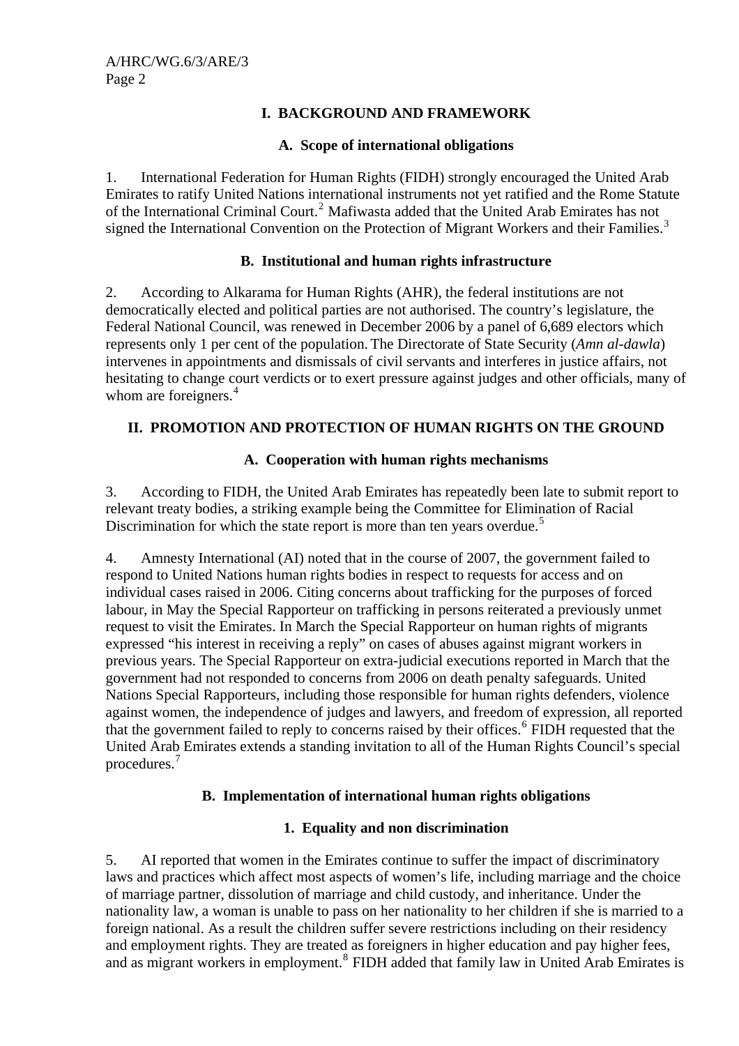# I. BACKGROUND AND FRAMEWORK

## A. Scope of international obligations

1. International Federation for Human Rights (FIDH) strongly encouraged the United Arab Emirates to ratify United Nations international instruments not yet ratified and the Rome Statute of the International Criminal Court.[2] Mafiwasta added that the United Arab Emirates has not signed the International Convention on the Protection of Migrant Workers and their Families.[3]

## B. Institutional and human rights infrastructure

2. According to Alkarama for Human Rights (AHR), the federal institutions are not democratically elected and political parties are not authorised. The country's legislature, the Federal National Council, was renewed in December 2006 by a panel of 6,689 electors which represents only 1 per cent of the population. The Directorate of State Security (*Amn al-dawla*) intervenes in appointments and dismissals of civil servants and interferes in justice affairs, not hesitating to change court verdicts or to exert pressure against judges and other officials, many of whom are foreigners.[4]

# II. PROMOTION AND PROTECTION OF HUMAN RIGHTS ON THE GROUND

## A. Cooperation with human rights mechanisms

3. According to FIDH, the United Arab Emirates has repeatedly been late to submit report to relevant treaty bodies, a striking example being the Committee for Elimination of Racial Discrimination for which the state report is more than ten years overdue.[5]

4. Amnesty International (AI) noted that in the course of 2007, the government failed to respond to United Nations human rights bodies in respect to requests for access and on individual cases raised in 2006. Citing concerns about trafficking for the purposes of forced labour, in May the Special Rapporteur on trafficking in persons reiterated a previously unmet request to visit the Emirates. In March the Special Rapporteur on human rights of migrants expressed "his interest in receiving a reply" on cases of abuses against migrant workers in previous years. The Special Rapporteur on extra-judicial executions reported in March that the government had not responded to concerns from 2006 on death penalty safeguards. United Nations Special Rapporteurs, including those responsible for human rights defenders, violence against women, the independence of judges and lawyers, and freedom of expression, all reported that the government failed to reply to concerns raised by their offices.[6] FIDH requested that the United Arab Emirates extends a standing invitation to all of the Human Rights Council's special procedures.[7]

## B. Implementation of international human rights obligations

### 1. Equality and non discrimination

5. AI reported that women in the Emirates continue to suffer the impact of discriminatory laws and practices which affect most aspects of women's life, including marriage and the choice of marriage partner, dissolution of marriage and child custody, and inheritance. Under the nationality law, a woman is unable to pass on her nationality to her children if she is married to a foreign national. As a result the children suffer severe restrictions including on their residency and employment rights. They are treated as foreigners in higher education and pay higher fees, and as migrant workers in employment.[8] FIDH added that family law in United Arab Emirates is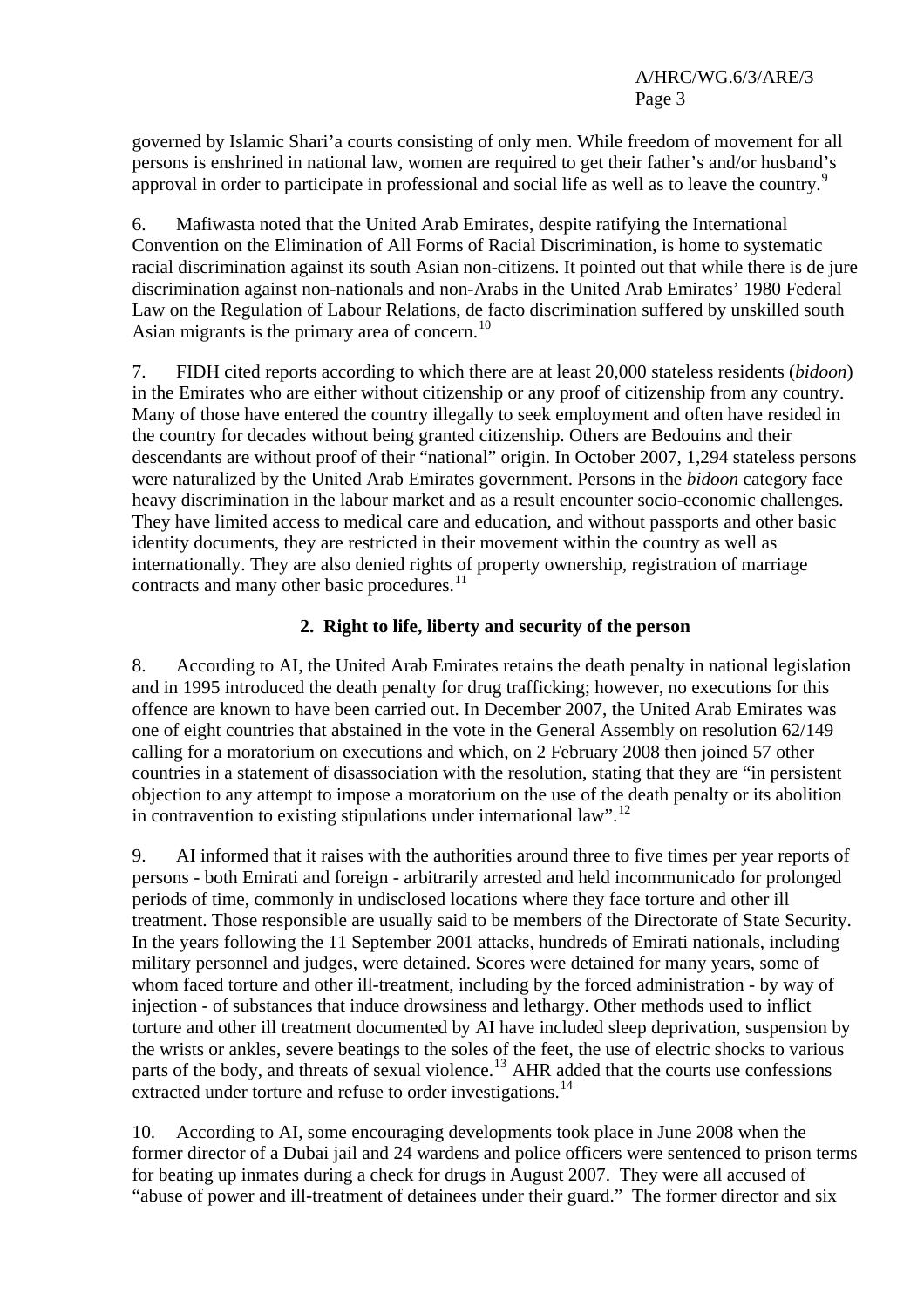governed by Islamic Shari'a courts consisting of only men. While freedom of movement for all persons is enshrined in national law, women are required to get their father's and/or husband's approval in order to participate in professional and social life as well as to leave the country.[9]

6. Mafiwasta noted that the United Arab Emirates, despite ratifying the International Convention on the Elimination of All Forms of Racial Discrimination, is home to systematic racial discrimination against its south Asian non-citizens. It pointed out that while there is de jure discrimination against non-nationals and non-Arabs in the United Arab Emirates' 1980 Federal Law on the Regulation of Labour Relations, de facto discrimination suffered by unskilled south Asian migrants is the primary area of concern.[10]

7. FIDH cited reports according to which there are at least 20,000 stateless residents (*bidoon*) in the Emirates who are either without citizenship or any proof of citizenship from any country. Many of those have entered the country illegally to seek employment and often have resided in the country for decades without being granted citizenship. Others are Bedouins and their descendants are without proof of their "national" origin. In October 2007, 1,294 stateless persons were naturalized by the United Arab Emirates government. Persons in the *bidoon* category face heavy discrimination in the labour market and as a result encounter socio-economic challenges. They have limited access to medical care and education, and without passports and other basic identity documents, they are restricted in their movement within the country as well as internationally. They are also denied rights of property ownership, registration of marriage contracts and many other basic procedures.[11]

### 2. Right to life, liberty and security of the person

8. According to AI, the United Arab Emirates retains the death penalty in national legislation and in 1995 introduced the death penalty for drug trafficking; however, no executions for this offence are known to have been carried out. In December 2007, the United Arab Emirates was one of eight countries that abstained in the vote in the General Assembly on resolution 62/149 calling for a moratorium on executions and which, on 2 February 2008 then joined 57 other countries in a statement of disassociation with the resolution, stating that they are "in persistent objection to any attempt to impose a moratorium on the use of the death penalty or its abolition in contravention to existing stipulations under international law".[12]

9. AI informed that it raises with the authorities around three to five times per year reports of persons - both Emirati and foreign - arbitrarily arrested and held incommunicado for prolonged periods of time, commonly in undisclosed locations where they face torture and other ill treatment. Those responsible are usually said to be members of the Directorate of State Security. In the years following the 11 September 2001 attacks, hundreds of Emirati nationals, including military personnel and judges, were detained. Scores were detained for many years, some of whom faced torture and other ill-treatment, including by the forced administration - by way of injection - of substances that induce drowsiness and lethargy. Other methods used to inflict torture and other ill treatment documented by AI have included sleep deprivation, suspension by the wrists or ankles, severe beatings to the soles of the feet, the use of electric shocks to various parts of the body, and threats of sexual violence.[13] AHR added that the courts use confessions extracted under torture and refuse to order investigations.[14]

10. According to AI, some encouraging developments took place in June 2008 when the former director of a Dubai jail and 24 wardens and police officers were sentenced to prison terms for beating up inmates during a check for drugs in August 2007. They were all accused of "abuse of power and ill-treatment of detainees under their guard." The former director and six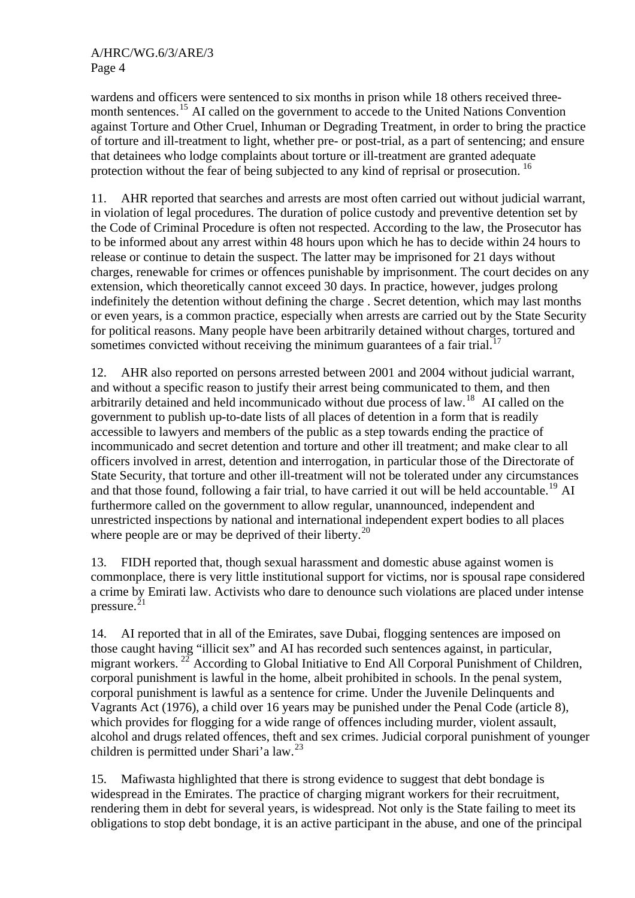wardens and officers were sentenced to six months in prison while 18 others received three-month sentences.[15] AI called on the government to accede to the United Nations Convention against Torture and Other Cruel, Inhuman or Degrading Treatment, in order to bring the practice of torture and ill-treatment to light, whether pre- or post-trial, as a part of sentencing; and ensure that detainees who lodge complaints about torture or ill-treatment are granted adequate protection without the fear of being subjected to any kind of reprisal or prosecution. [16]

11. AHR reported that searches and arrests are most often carried out without judicial warrant, in violation of legal procedures. The duration of police custody and preventive detention set by the Code of Criminal Procedure is often not respected. According to the law, the Prosecutor has to be informed about any arrest within 48 hours upon which he has to decide within 24 hours to release or continue to detain the suspect. The latter may be imprisoned for 21 days without charges, renewable for crimes or offences punishable by imprisonment. The court decides on any extension, which theoretically cannot exceed 30 days. In practice, however, judges prolong indefinitely the detention without defining the charge . Secret detention, which may last months or even years, is a common practice, especially when arrests are carried out by the State Security for political reasons. Many people have been arbitrarily detained without charges, tortured and sometimes convicted without receiving the minimum guarantees of a fair trial.[17]

12. AHR also reported on persons arrested between 2001 and 2004 without judicial warrant, and without a specific reason to justify their arrest being communicated to them, and then arbitrarily detained and held incommunicado without due process of law.[18] AI called on the government to publish up-to-date lists of all places of detention in a form that is readily accessible to lawyers and members of the public as a step towards ending the practice of incommunicado and secret detention and torture and other ill treatment; and make clear to all officers involved in arrest, detention and interrogation, in particular those of the Directorate of State Security, that torture and other ill-treatment will not be tolerated under any circumstances and that those found, following a fair trial, to have carried it out will be held accountable.[19] AI furthermore called on the government to allow regular, unannounced, independent and unrestricted inspections by national and international independent expert bodies to all places where people are or may be deprived of their liberty.[20]

13. FIDH reported that, though sexual harassment and domestic abuse against women is commonplace, there is very little institutional support for victims, nor is spousal rape considered a crime by Emirati law. Activists who dare to denounce such violations are placed under intense pressure.[21]

14. AI reported that in all of the Emirates, save Dubai, flogging sentences are imposed on those caught having "illicit sex" and AI has recorded such sentences against, in particular, migrant workers. [22] According to Global Initiative to End All Corporal Punishment of Children, corporal punishment is lawful in the home, albeit prohibited in schools. In the penal system, corporal punishment is lawful as a sentence for crime. Under the Juvenile Delinquents and Vagrants Act (1976), a child over 16 years may be punished under the Penal Code (article 8), which provides for flogging for a wide range of offences including murder, violent assault, alcohol and drugs related offences, theft and sex crimes. Judicial corporal punishment of younger children is permitted under Shari'a law.[23]

15. Mafiwasta highlighted that there is strong evidence to suggest that debt bondage is widespread in the Emirates. The practice of charging migrant workers for their recruitment, rendering them in debt for several years, is widespread. Not only is the State failing to meet its obligations to stop debt bondage, it is an active participant in the abuse, and one of the principal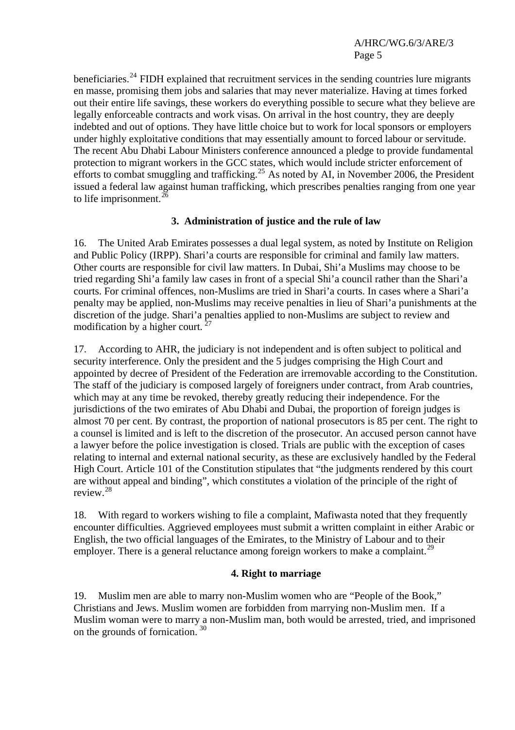beneficiaries.[24] FIDH explained that recruitment services in the sending countries lure migrants en masse, promising them jobs and salaries that may never materialize. Having at times forked out their entire life savings, these workers do everything possible to secure what they believe are legally enforceable contracts and work visas. On arrival in the host country, they are deeply indebted and out of options. They have little choice but to work for local sponsors or employers under highly exploitative conditions that may essentially amount to forced labour or servitude. The recent Abu Dhabi Labour Ministers conference announced a pledge to provide fundamental protection to migrant workers in the GCC states, which would include stricter enforcement of efforts to combat smuggling and trafficking.[25] As noted by AI, in November 2006, the President issued a federal law against human trafficking, which prescribes penalties ranging from one year to life imprisonment.[26]

### 3. Administration of justice and the rule of law

16. The United Arab Emirates possesses a dual legal system, as noted by Institute on Religion and Public Policy (IRPP). Shari'a courts are responsible for criminal and family law matters. Other courts are responsible for civil law matters. In Dubai, Shi'a Muslims may choose to be tried regarding Shi'a family law cases in front of a special Shi'a council rather than the Shari'a courts. For criminal offences, non-Muslims are tried in Shari'a courts. In cases where a Shari'a penalty may be applied, non-Muslims may receive penalties in lieu of Shari'a punishments at the discretion of the judge. Shari'a penalties applied to non-Muslims are subject to review and modification by a higher court.[27]

17. According to AHR, the judiciary is not independent and is often subject to political and security interference. Only the president and the 5 judges comprising the High Court and appointed by decree of President of the Federation are irremovable according to the Constitution. The staff of the judiciary is composed largely of foreigners under contract, from Arab countries, which may at any time be revoked, thereby greatly reducing their independence. For the jurisdictions of the two emirates of Abu Dhabi and Dubai, the proportion of foreign judges is almost 70 per cent. By contrast, the proportion of national prosecutors is 85 per cent. The right to a counsel is limited and is left to the discretion of the prosecutor. An accused person cannot have a lawyer before the police investigation is closed. Trials are public with the exception of cases relating to internal and external national security, as these are exclusively handled by the Federal High Court. Article 101 of the Constitution stipulates that "the judgments rendered by this court are without appeal and binding", which constitutes a violation of the principle of the right of review.[28]

18. With regard to workers wishing to file a complaint, Mafiwasta noted that they frequently encounter difficulties. Aggrieved employees must submit a written complaint in either Arabic or English, the two official languages of the Emirates, to the Ministry of Labour and to their employer. There is a general reluctance among foreign workers to make a complaint.[29]

### 4. Right to marriage

19. Muslim men are able to marry non-Muslim women who are "People of the Book," Christians and Jews. Muslim women are forbidden from marrying non-Muslim men. If a Muslim woman were to marry a non-Muslim man, both would be arrested, tried, and imprisoned on the grounds of fornication.[30]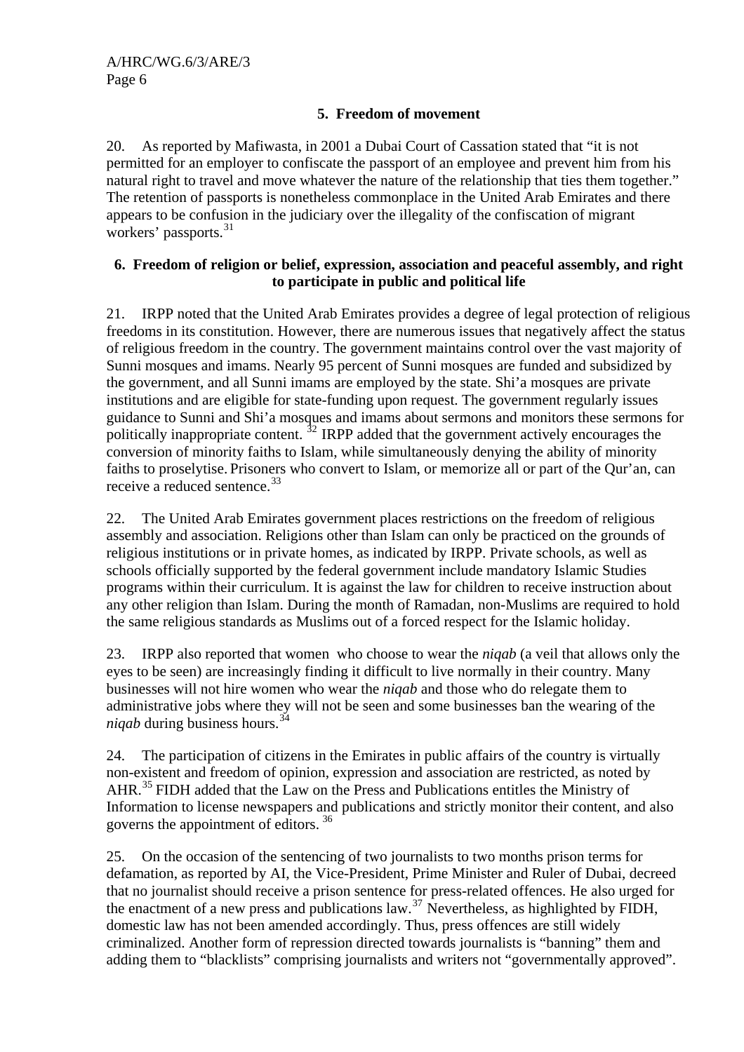### 5. Freedom of movement

20. As reported by Mafiwasta, in 2001 a Dubai Court of Cassation stated that "it is not permitted for an employer to confiscate the passport of an employee and prevent him from his natural right to travel and move whatever the nature of the relationship that ties them together." The retention of passports is nonetheless commonplace in the United Arab Emirates and there appears to be confusion in the judiciary over the illegality of the confiscation of migrant workers' passports.[31]

### 6. Freedom of religion or belief, expression, association and peaceful assembly, and right to participate in public and political life

21. IRPP noted that the United Arab Emirates provides a degree of legal protection of religious freedoms in its constitution. However, there are numerous issues that negatively affect the status of religious freedom in the country. The government maintains control over the vast majority of Sunni mosques and imams. Nearly 95 percent of Sunni mosques are funded and subsidized by the government, and all Sunni imams are employed by the state. Shi'a mosques are private institutions and are eligible for state-funding upon request. The government regularly issues guidance to Sunni and Shi'a mosques and imams about sermons and monitors these sermons for politically inappropriate content.[32] IRPP added that the government actively encourages the conversion of minority faiths to Islam, while simultaneously denying the ability of minority faiths to proselytise. Prisoners who convert to Islam, or memorize all or part of the Qur'an, can receive a reduced sentence.[33]

22. The United Arab Emirates government places restrictions on the freedom of religious assembly and association. Religions other than Islam can only be practiced on the grounds of religious institutions or in private homes, as indicated by IRPP. Private schools, as well as schools officially supported by the federal government include mandatory Islamic Studies programs within their curriculum. It is against the law for children to receive instruction about any other religion than Islam. During the month of Ramadan, non-Muslims are required to hold the same religious standards as Muslims out of a forced respect for the Islamic holiday.

23. IRPP also reported that women who choose to wear the *niqab* (a veil that allows only the eyes to be seen) are increasingly finding it difficult to live normally in their country. Many businesses will not hire women who wear the *niqab* and those who do relegate them to administrative jobs where they will not be seen and some businesses ban the wearing of the *niqab* during business hours.[34]

24. The participation of citizens in the Emirates in public affairs of the country is virtually non-existent and freedom of opinion, expression and association are restricted, as noted by AHR.[35] FIDH added that the Law on the Press and Publications entitles the Ministry of Information to license newspapers and publications and strictly monitor their content, and also governs the appointment of editors.[36]

25. On the occasion of the sentencing of two journalists to two months prison terms for defamation, as reported by AI, the Vice-President, Prime Minister and Ruler of Dubai, decreed that no journalist should receive a prison sentence for press-related offences. He also urged for the enactment of a new press and publications law.[37] Nevertheless, as highlighted by FIDH, domestic law has not been amended accordingly. Thus, press offences are still widely criminalized. Another form of repression directed towards journalists is "banning" them and adding them to "blacklists" comprising journalists and writers not "governmentally approved".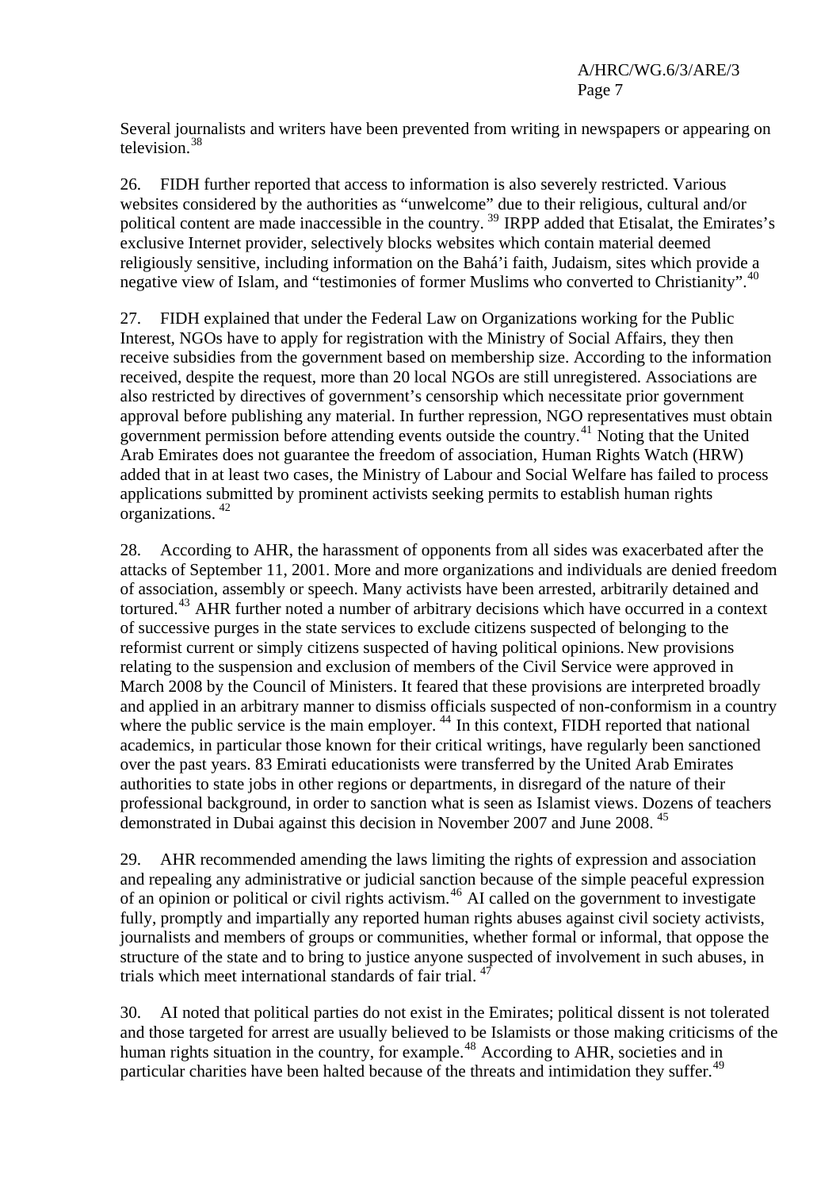Several journalists and writers have been prevented from writing in newspapers or appearing on television.[38]

26. FIDH further reported that access to information is also severely restricted. Various websites considered by the authorities as "unwelcome" due to their religious, cultural and/or political content are made inaccessible in the country. [39] IRPP added that Etisalat, the Emirates's exclusive Internet provider, selectively blocks websites which contain material deemed religiously sensitive, including information on the Bahá'i faith, Judaism, sites which provide a negative view of Islam, and "testimonies of former Muslims who converted to Christianity".[40]

27. FIDH explained that under the Federal Law on Organizations working for the Public Interest, NGOs have to apply for registration with the Ministry of Social Affairs, they then receive subsidies from the government based on membership size. According to the information received, despite the request, more than 20 local NGOs are still unregistered. Associations are also restricted by directives of government's censorship which necessitate prior government approval before publishing any material. In further repression, NGO representatives must obtain government permission before attending events outside the country.[41] Noting that the United Arab Emirates does not guarantee the freedom of association, Human Rights Watch (HRW) added that in at least two cases, the Ministry of Labour and Social Welfare has failed to process applications submitted by prominent activists seeking permits to establish human rights organizations. [42]

28. According to AHR, the harassment of opponents from all sides was exacerbated after the attacks of September 11, 2001. More and more organizations and individuals are denied freedom of association, assembly or speech. Many activists have been arrested, arbitrarily detained and tortured.[43] AHR further noted a number of arbitrary decisions which have occurred in a context of successive purges in the state services to exclude citizens suspected of belonging to the reformist current or simply citizens suspected of having political opinions. New provisions relating to the suspension and exclusion of members of the Civil Service were approved in March 2008 by the Council of Ministers. It feared that these provisions are interpreted broadly and applied in an arbitrary manner to dismiss officials suspected of non-conformism in a country where the public service is the main employer. [44] In this context, FIDH reported that national academics, in particular those known for their critical writings, have regularly been sanctioned over the past years. 83 Emirati educationists were transferred by the United Arab Emirates authorities to state jobs in other regions or departments, in disregard of the nature of their professional background, in order to sanction what is seen as Islamist views. Dozens of teachers demonstrated in Dubai against this decision in November 2007 and June 2008. [45]

29. AHR recommended amending the laws limiting the rights of expression and association and repealing any administrative or judicial sanction because of the simple peaceful expression of an opinion or political or civil rights activism.[46] AI called on the government to investigate fully, promptly and impartially any reported human rights abuses against civil society activists, journalists and members of groups or communities, whether formal or informal, that oppose the structure of the state and to bring to justice anyone suspected of involvement in such abuses, in trials which meet international standards of fair trial. [47]

30. AI noted that political parties do not exist in the Emirates; political dissent is not tolerated and those targeted for arrest are usually believed to be Islamists or those making criticisms of the human rights situation in the country, for example.[48] According to AHR, societies and in particular charities have been halted because of the threats and intimidation they suffer.[49]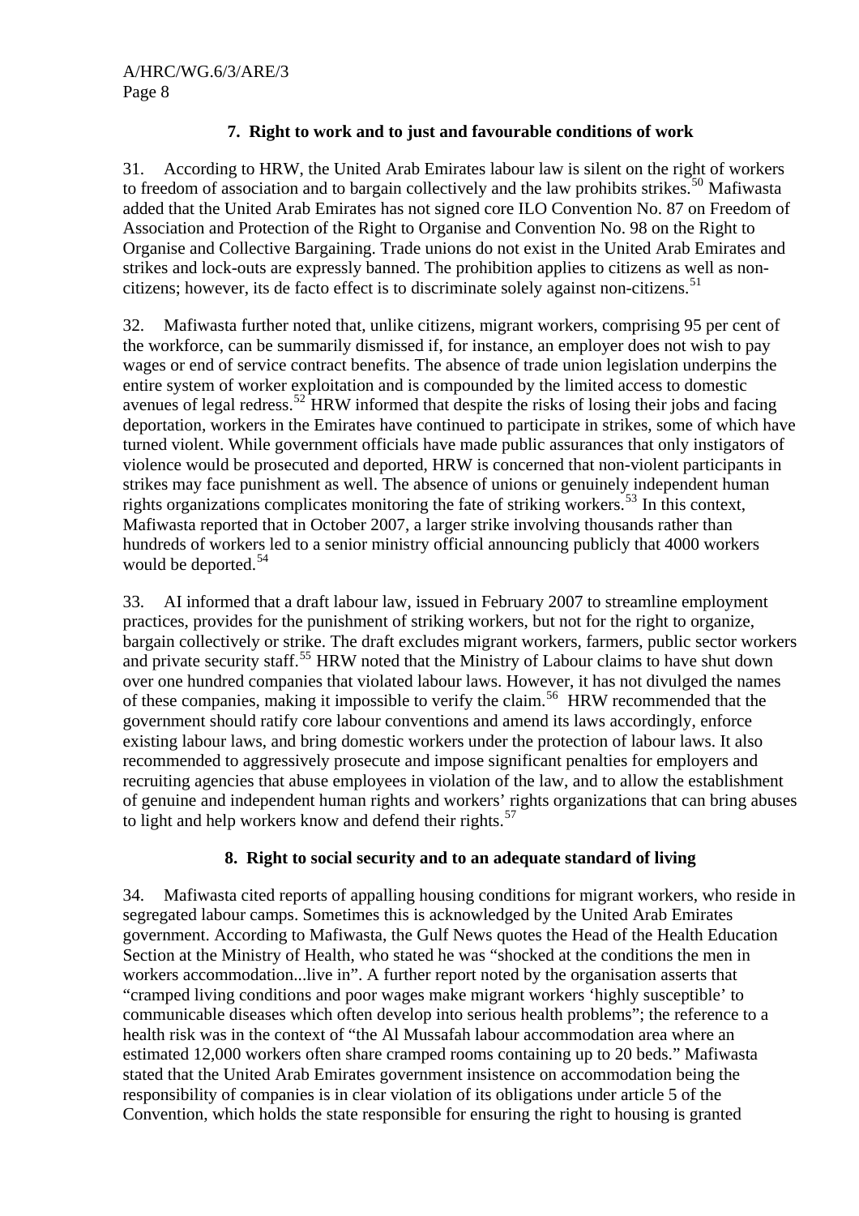### 7. Right to work and to just and favourable conditions of work

31. According to HRW, the United Arab Emirates labour law is silent on the right of workers to freedom of association and to bargain collectively and the law prohibits strikes.[50] Mafiwasta added that the United Arab Emirates has not signed core ILO Convention No. 87 on Freedom of Association and Protection of the Right to Organise and Convention No. 98 on the Right to Organise and Collective Bargaining. Trade unions do not exist in the United Arab Emirates and strikes and lock-outs are expressly banned. The prohibition applies to citizens as well as non-citizens; however, its de facto effect is to discriminate solely against non-citizens.[51]

32. Mafiwasta further noted that, unlike citizens, migrant workers, comprising 95 per cent of the workforce, can be summarily dismissed if, for instance, an employer does not wish to pay wages or end of service contract benefits. The absence of trade union legislation underpins the entire system of worker exploitation and is compounded by the limited access to domestic avenues of legal redress.[52] HRW informed that despite the risks of losing their jobs and facing deportation, workers in the Emirates have continued to participate in strikes, some of which have turned violent. While government officials have made public assurances that only instigators of violence would be prosecuted and deported, HRW is concerned that non-violent participants in strikes may face punishment as well. The absence of unions or genuinely independent human rights organizations complicates monitoring the fate of striking workers.[53] In this context, Mafiwasta reported that in October 2007, a larger strike involving thousands rather than hundreds of workers led to a senior ministry official announcing publicly that 4000 workers would be deported.[54]

33. AI informed that a draft labour law, issued in February 2007 to streamline employment practices, provides for the punishment of striking workers, but not for the right to organize, bargain collectively or strike. The draft excludes migrant workers, farmers, public sector workers and private security staff.[55] HRW noted that the Ministry of Labour claims to have shut down over one hundred companies that violated labour laws. However, it has not divulged the names of these companies, making it impossible to verify the claim.[56] HRW recommended that the government should ratify core labour conventions and amend its laws accordingly, enforce existing labour laws, and bring domestic workers under the protection of labour laws. It also recommended to aggressively prosecute and impose significant penalties for employers and recruiting agencies that abuse employees in violation of the law, and to allow the establishment of genuine and independent human rights and workers' rights organizations that can bring abuses to light and help workers know and defend their rights.[57]

### 8. Right to social security and to an adequate standard of living

34. Mafiwasta cited reports of appalling housing conditions for migrant workers, who reside in segregated labour camps. Sometimes this is acknowledged by the United Arab Emirates government. According to Mafiwasta, the Gulf News quotes the Head of the Health Education Section at the Ministry of Health, who stated he was "shocked at the conditions the men in workers accommodation...live in". A further report noted by the organisation asserts that "cramped living conditions and poor wages make migrant workers 'highly susceptible' to communicable diseases which often develop into serious health problems"; the reference to a health risk was in the context of "the Al Mussafah labour accommodation area where an estimated 12,000 workers often share cramped rooms containing up to 20 beds." Mafiwasta stated that the United Arab Emirates government insistence on accommodation being the responsibility of companies is in clear violation of its obligations under article 5 of the Convention, which holds the state responsible for ensuring the right to housing is granted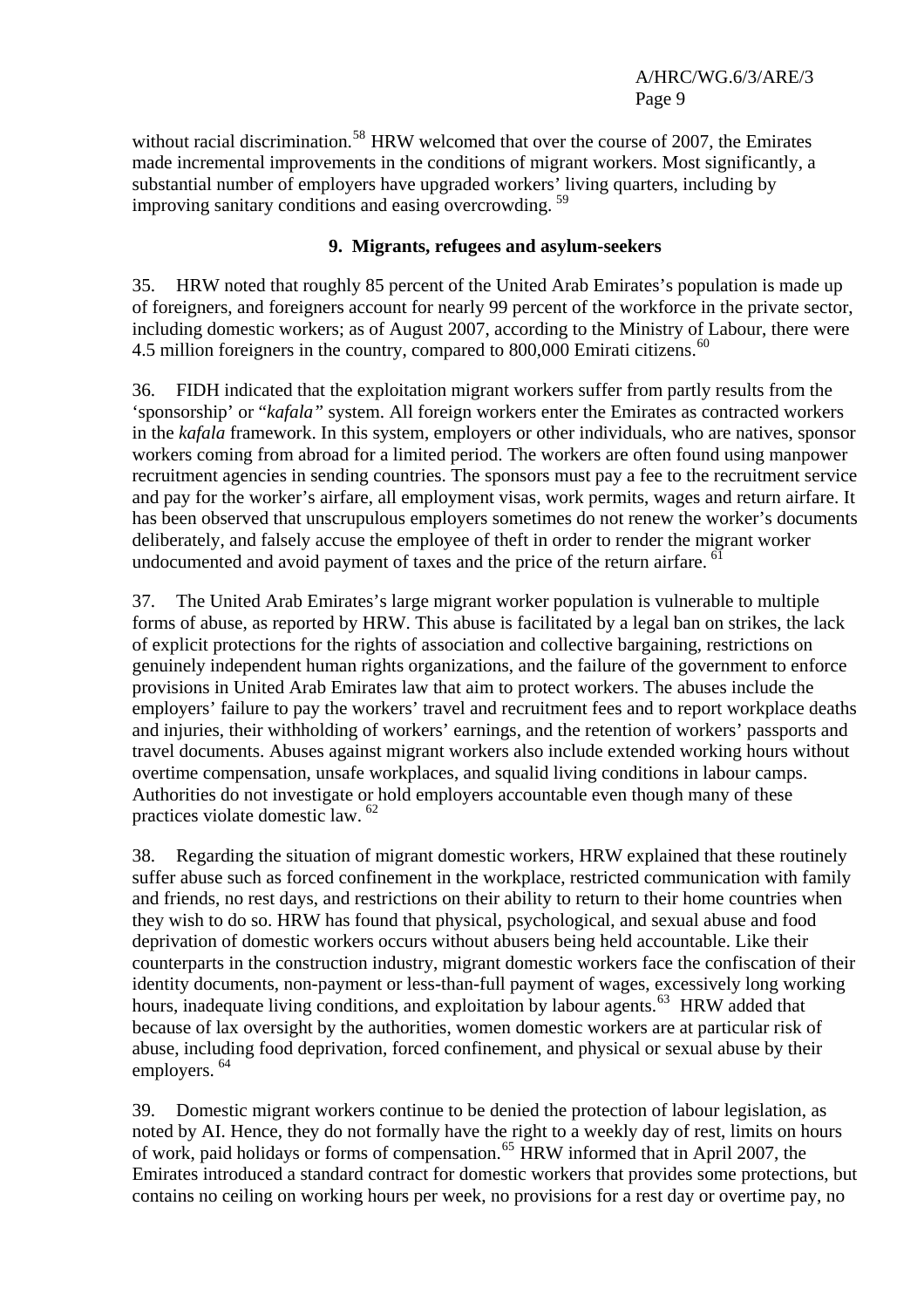without racial discrimination.[58] HRW welcomed that over the course of 2007, the Emirates made incremental improvements in the conditions of migrant workers. Most significantly, a substantial number of employers have upgraded workers' living quarters, including by improving sanitary conditions and easing overcrowding. [59]

### 9. Migrants, refugees and asylum-seekers

35. HRW noted that roughly 85 percent of the United Arab Emirates's population is made up of foreigners, and foreigners account for nearly 99 percent of the workforce in the private sector, including domestic workers; as of August 2007, according to the Ministry of Labour, there were 4.5 million foreigners in the country, compared to 800,000 Emirati citizens.[60]

36. FIDH indicated that the exploitation migrant workers suffer from partly results from the 'sponsorship' or "*kafala"* system. All foreign workers enter the Emirates as contracted workers in the *kafala* framework. In this system, employers or other individuals, who are natives, sponsor workers coming from abroad for a limited period. The workers are often found using manpower recruitment agencies in sending countries. The sponsors must pay a fee to the recruitment service and pay for the worker's airfare, all employment visas, work permits, wages and return airfare. It has been observed that unscrupulous employers sometimes do not renew the worker's documents deliberately, and falsely accuse the employee of theft in order to render the migrant worker undocumented and avoid payment of taxes and the price of the return airfare. [61]

37. The United Arab Emirates's large migrant worker population is vulnerable to multiple forms of abuse, as reported by HRW. This abuse is facilitated by a legal ban on strikes, the lack of explicit protections for the rights of association and collective bargaining, restrictions on genuinely independent human rights organizations, and the failure of the government to enforce provisions in United Arab Emirates law that aim to protect workers. The abuses include the employers' failure to pay the workers' travel and recruitment fees and to report workplace deaths and injuries, their withholding of workers' earnings, and the retention of workers' passports and travel documents. Abuses against migrant workers also include extended working hours without overtime compensation, unsafe workplaces, and squalid living conditions in labour camps. Authorities do not investigate or hold employers accountable even though many of these practices violate domestic law. [62]

38. Regarding the situation of migrant domestic workers, HRW explained that these routinely suffer abuse such as forced confinement in the workplace, restricted communication with family and friends, no rest days, and restrictions on their ability to return to their home countries when they wish to do so. HRW has found that physical, psychological, and sexual abuse and food deprivation of domestic workers occurs without abusers being held accountable. Like their counterparts in the construction industry, migrant domestic workers face the confiscation of their identity documents, non-payment or less-than-full payment of wages, excessively long working hours, inadequate living conditions, and exploitation by labour agents.[63] HRW added that because of lax oversight by the authorities, women domestic workers are at particular risk of abuse, including food deprivation, forced confinement, and physical or sexual abuse by their employers. [64]

39. Domestic migrant workers continue to be denied the protection of labour legislation, as noted by AI. Hence, they do not formally have the right to a weekly day of rest, limits on hours of work, paid holidays or forms of compensation.[65] HRW informed that in April 2007, the Emirates introduced a standard contract for domestic workers that provides some protections, but contains no ceiling on working hours per week, no provisions for a rest day or overtime pay, no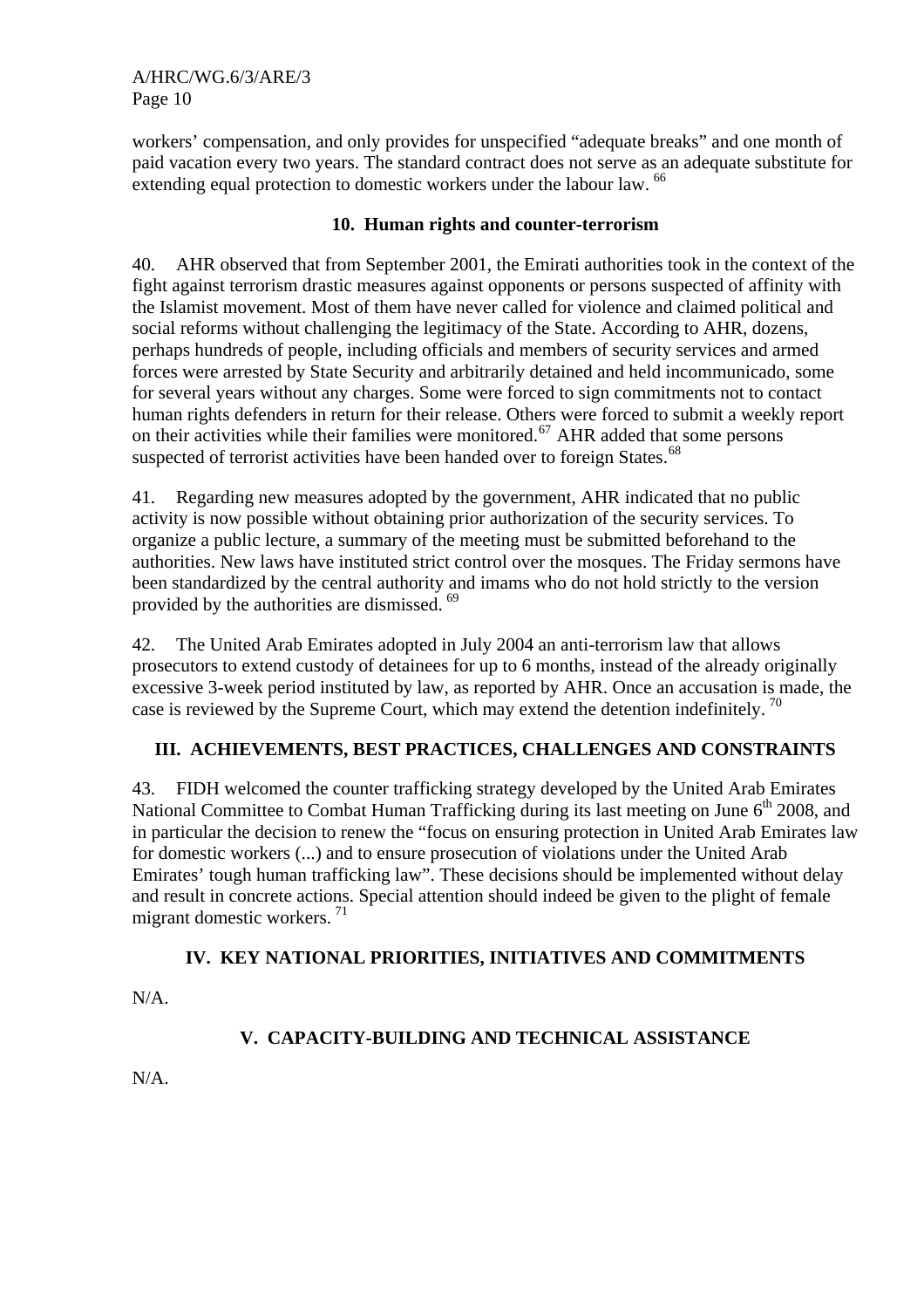workers' compensation, and only provides for unspecified "adequate breaks" and one month of paid vacation every two years. The standard contract does not serve as an adequate substitute for extending equal protection to domestic workers under the labour law. [66]

### 10. Human rights and counter-terrorism

40. AHR observed that from September 2001, the Emirati authorities took in the context of the fight against terrorism drastic measures against opponents or persons suspected of affinity with the Islamist movement. Most of them have never called for violence and claimed political and social reforms without challenging the legitimacy of the State. According to AHR, dozens, perhaps hundreds of people, including officials and members of security services and armed forces were arrested by State Security and arbitrarily detained and held incommunicado, some for several years without any charges. Some were forced to sign commitments not to contact human rights defenders in return for their release. Others were forced to submit a weekly report on their activities while their families were monitored.[67] AHR added that some persons suspected of terrorist activities have been handed over to foreign States.[68]

41. Regarding new measures adopted by the government, AHR indicated that no public activity is now possible without obtaining prior authorization of the security services. To organize a public lecture, a summary of the meeting must be submitted beforehand to the authorities. New laws have instituted strict control over the mosques. The Friday sermons have been standardized by the central authority and imams who do not hold strictly to the version provided by the authorities are dismissed. [69]

42. The United Arab Emirates adopted in July 2004 an anti-terrorism law that allows prosecutors to extend custody of detainees for up to 6 months, instead of the already originally excessive 3-week period instituted by law, as reported by AHR. Once an accusation is made, the case is reviewed by the Supreme Court, which may extend the detention indefinitely. [70]

## III. ACHIEVEMENTS, BEST PRACTICES, CHALLENGES AND CONSTRAINTS

43. FIDH welcomed the counter trafficking strategy developed by the United Arab Emirates National Committee to Combat Human Trafficking during its last meeting on June 6th 2008, and in particular the decision to renew the "focus on ensuring protection in United Arab Emirates law for domestic workers (...) and to ensure prosecution of violations under the United Arab Emirates' tough human trafficking law". These decisions should be implemented without delay and result in concrete actions. Special attention should indeed be given to the plight of female migrant domestic workers. [71]

## IV. KEY NATIONAL PRIORITIES, INITIATIVES AND COMMITMENTS

N/A.

## V. CAPACITY-BUILDING AND TECHNICAL ASSISTANCE

N/A.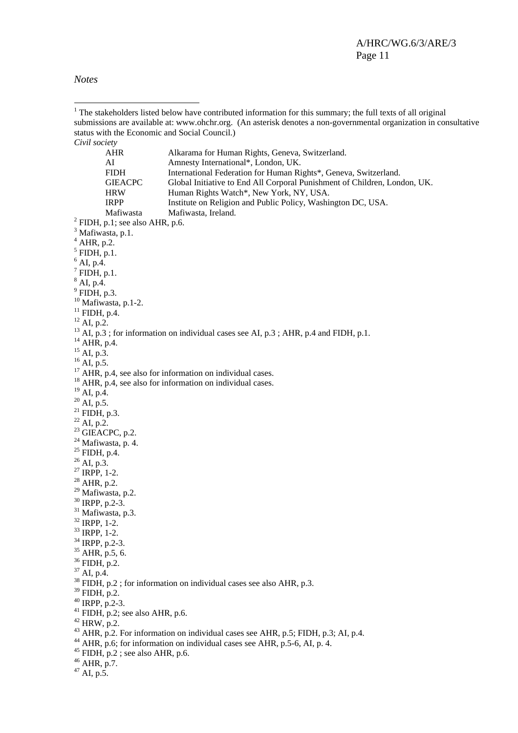*Notes*

[1] The stakeholders listed below have contributed information for this summary; the full texts of all original submissions are available at: www.ohchr.org. (An asterisk denotes a non-governmental organization in consultative status with the Economic and Social Council.)

*Civil society*

| | |
|---|---|
| AHR | Alkarama for Human Rights, Geneva, Switzerland. |
| AI | Amnesty International*, London, UK. |
| FIDH | International Federation for Human Rights*, Geneva, Switzerland. |
| GIEACPC | Global Initiative to End All Corporal Punishment of Children, London, UK. |
| HRW | Human Rights Watch*, New York, NY, USA. |
| IRPP | Institute on Religion and Public Policy, Washington DC, USA. |
| Mafiwasta | Mafiwasta, Ireland. |

[2] FIDH, p.1; see also AHR, p.6.

[3] Mafiwasta, p.1.

[4] AHR, p.2.

[5] FIDH, p.1.

[6] AI, p.4.

[7] FIDH, p.1.

[8] AI, p.4.

[9] FIDH, p.3.

[10] Mafiwasta, p.1-2.

[11] FIDH, p.4.

[12] AI, p.2.

[13] AI, p.3 ; for information on individual cases see AI, p.3 ; AHR, p.4 and FIDH, p.1.

[14] AHR, p.4.

[15] AI, p.3.

[16] AI, p.5.

[17] AHR, p.4, see also for information on individual cases.

[18] AHR, p.4, see also for information on individual cases.

[19] AI, p.4.

[20] AI, p.5.

[21] FIDH, p.3.

[22] AI, p.2.

[23] GIEACPC, p.2.

[24] Mafiwasta, p. 4.

[25] FIDH, p.4.

[26] AI, p.3.

[27] IRPP, 1-2.

[28] AHR, p.2.

[29] Mafiwasta, p.2.

[30] IRPP, p.2-3.

[31] Mafiwasta, p.3.

[32] IRPP, 1-2.

[33] IRPP, 1-2.

[34] IRPP, p.2-3.

[35] AHR, p.5, 6.

[36] FIDH, p.2.

[37] AI, p.4.

[38] FIDH, p.2 ; for information on individual cases see also AHR, p.3.

[39] FIDH, p.2.

[40] IRPP, p.2-3.

[41] FIDH, p.2; see also AHR, p.6.

[42] HRW, p.2.

[43] AHR, p.2. For information on individual cases see AHR, p.5; FIDH, p.3; AI, p.4.

[44] AHR, p.6; for information on individual cases see AHR, p.5-6, AI, p. 4.

[45] FIDH, p.2 ; see also AHR, p.6.

[46] AHR, p.7.

[47] AI, p.5.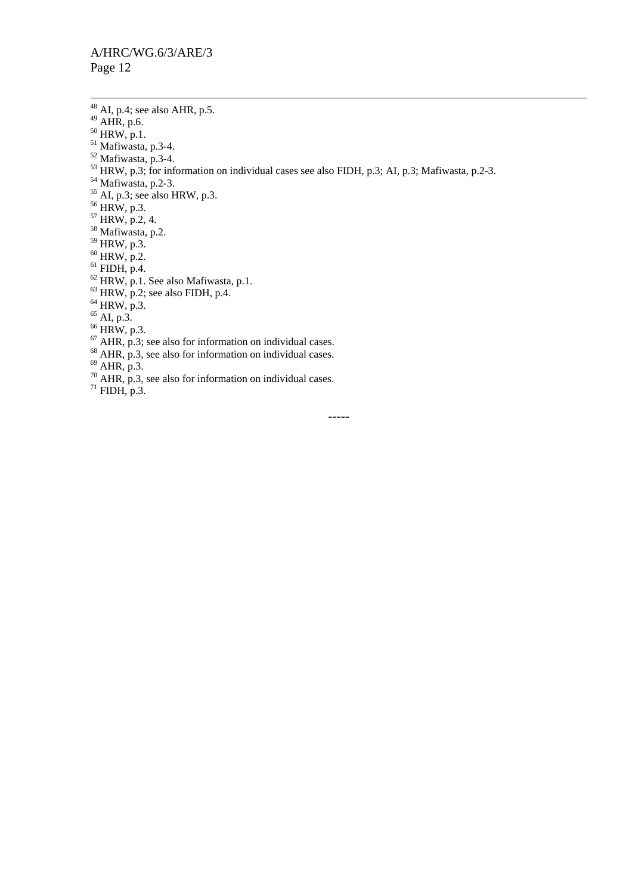[48] AI, p.4; see also AHR, p.5.
[49] AHR, p.6.
[50] HRW, p.1.
[51] Mafiwasta, p.3-4.
[52] Mafiwasta, p.3-4.
[53] HRW, p.3; for information on individual cases see also FIDH, p.3; AI, p.3; Mafiwasta, p.2-3.
[54] Mafiwasta, p.2-3.
[55] AI, p.3; see also HRW, p.3.
[56] HRW, p.3.
[57] HRW, p.2, 4.
[58] Mafiwasta, p.2.
[59] HRW, p.3.
[60] HRW, p.2.
[61] FIDH, p.4.
[62] HRW, p.1. See also Mafiwasta, p.1.
[63] HRW, p.2; see also FIDH, p.4.
[64] HRW, p.3.
[65] AI, p.3.
[66] HRW, p.3.
[67] AHR, p.3; see also for information on individual cases.
[68] AHR, p.3, see also for information on individual cases.
[69] AHR, p.3.
[70] AHR, p.3, see also for information on individual cases.
[71] FIDH, p.3.

-----